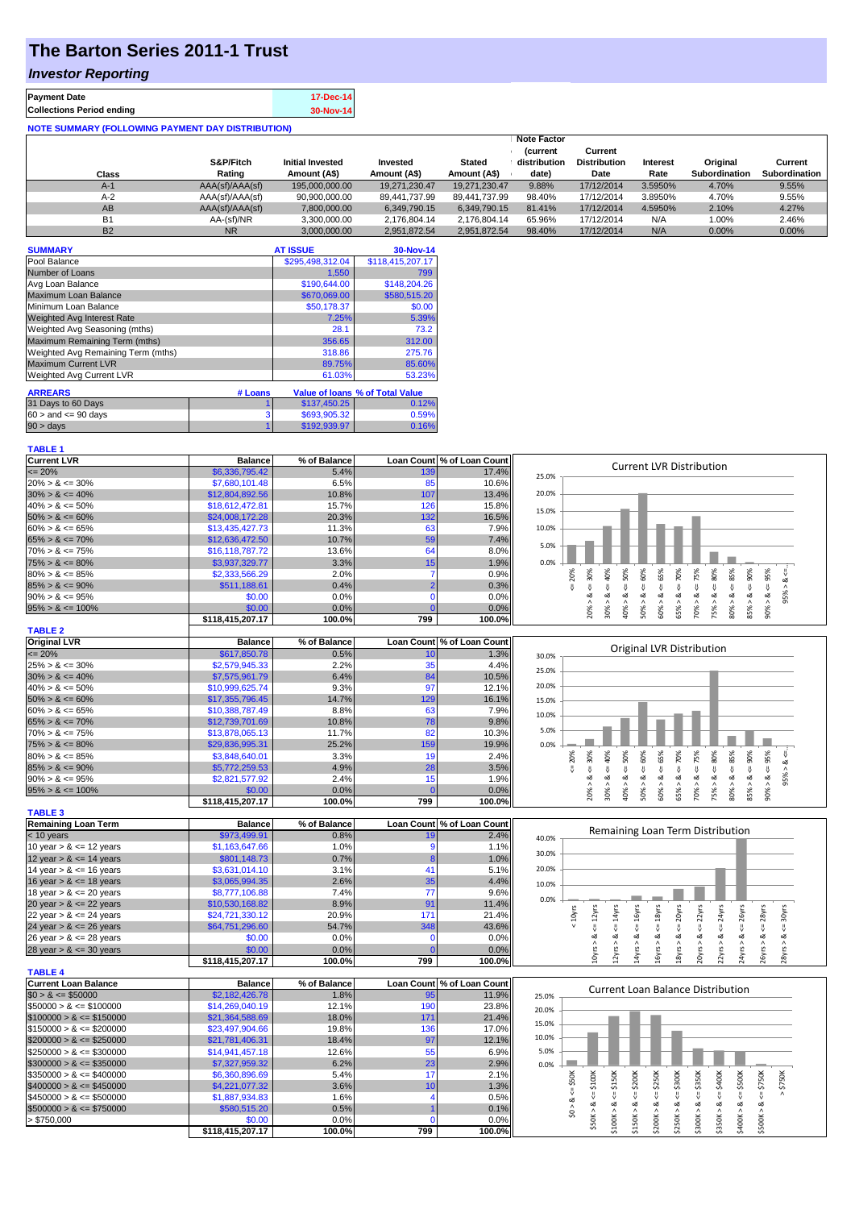# The Barton Series 2011-1 Trust

## *Investor Reporting*

| **Payment Date** | 17-Dec-14 |
|---|---|
| **Collections Period ending** | 30-Nov-14 |

**NOTE SUMMARY (FOLLOWING PAYMENT DAY DISTRIBUTION)**

| Class | S&P/Fitch Rating | Initial Invested Amount (A$) | Invested Amount (A$) | Stated Amount (A$) | Note Factor (current distribution date) | Current Distribution Date | Interest Rate | Original Subordination | Current Subordination |
|---|---|---|---|---|---|---|---|---|---|
| A-1 | AAA(sf)/AAA(sf) | 195,000,000.00 | 19,271,230.47 | 19,271,230.47 | 9.88% | 17/12/2014 | 3.5950% | 4.70% | 9.55% |
| A-2 | AAA(sf)/AAA(sf) | 90,900,000.00 | 89,441,737.99 | 89,441,737.99 | 98.40% | 17/12/2014 | 3.8950% | 4.70% | 9.55% |
| AB | AAA(sf)/AAA(sf) | 7,800,000.00 | 6,349,790.15 | 6,349,790.15 | 81.41% | 17/12/2014 | 4.5950% | 2.10% | 4.27% |
| B1 | AA-(sf)/NR | 3,300,000.00 | 2,176,804.14 | 2,176,804.14 | 65.96% | 17/12/2014 | N/A | 1.00% | 2.46% |
| B2 | NR | 3,000,000.00 | 2,951,872.54 | 2,951,872.54 | 98.40% | 17/12/2014 | N/A | 0.00% | 0.00% |

| SUMMARY | AT ISSUE | 30-Nov-14 |
|---|---|---|
| Pool Balance | $295,498,312.04 | $118,415,207.17 |
| Number of Loans | 1,550 | 799 |
| Avg Loan Balance | $190,644.00 | $148,204.26 |
| Maximum Loan Balance | $670,069.00 | $580,515.20 |
| Minimum Loan Balance | $50,178.37 | $0.00 |
| Weighted Avg Interest Rate | 7.25% | 5.39% |
| Weighted Avg Seasoning (mths) | 28.1 | 73.2 |
| Maximum Remaining Term (mths) | 356.65 | 312.00 |
| Weighted Avg Remaining Term (mths) | 318.86 | 275.76 |
| Maximum Current LVR | 89.75% | 85.60% |
| Weighted Avg Current LVR | 61.03% | 53.23% |

| ARREARS | # Loans | Value of loans | % of Total Value |
|---|---|---|---|
| 31 Days to 60 Days | 1 | $137,450.25 | 0.12% |
| 60 > and <= 90 days | 3 | $693,905.32 | 0.59% |
| 90 > days | 1 | $192,939.97 | 0.16% |

**TABLE 1**

| Current LVR | Balance | % of Balance | Loan Count | % of Loan Count |
|---|---|---|---|---|
| <= 20% | $6,336,795.42 | 5.4% | 139 | 17.4% |
| 20% > & <= 30% | $7,680,101.48 | 6.5% | 85 | 10.6% |
| 30% > & <= 40% | $12,804,892.56 | 10.8% | 107 | 13.4% |
| 40% > & <= 50% | $18,612,472.81 | 15.7% | 126 | 15.8% |
| 50% > & <= 60% | $24,008,172.28 | 20.3% | 132 | 16.5% |
| 60% > & <= 65% | $13,435,427.73 | 11.3% | 63 | 7.9% |
| 65% > & <= 70% | $12,636,472.50 | 10.7% | 59 | 7.4% |
| 70% > & <= 75% | $16,118,787.72 | 13.6% | 64 | 8.0% |
| 75% > & <= 80% | $3,937,329.77 | 3.3% | 15 | 1.9% |
| 80% > & <= 85% | $2,333,566.29 | 2.0% | 7 | 0.9% |
| 85% > & <= 90% | $511,188.61 | 0.4% | 2 | 0.3% |
| 90% > & <= 95% | $0.00 | 0.0% | 0 | 0.0% |
| 95% > & <= 100% | $0.00 | 0.0% | 0 | 0.0% |
| | $118,415,207.17 | 100.0% | 799 | 100.0% |

**TABLE 2**

| Original LVR | Balance | % of Balance | Loan Count | % of Loan Count |
|---|---|---|---|---|
| <= 20% | $617,850.78 | 0.5% | 10 | 1.3% |
| 25% > & <= 30% | $2,579,945.33 | 2.2% | 35 | 4.4% |
| 30% > & <= 40% | $7,575,961.79 | 6.4% | 84 | 10.5% |
| 40% > & <= 50% | $10,999,625.74 | 9.3% | 97 | 12.1% |
| 50% > & <= 60% | $17,355,796.45 | 14.7% | 129 | 16.1% |
| 60% > & <= 65% | $10,388,787.49 | 8.8% | 63 | 7.9% |
| 65% > & <= 70% | $12,739,701.69 | 10.8% | 78 | 9.8% |
| 70% > & <= 75% | $13,878,065.13 | 11.7% | 82 | 10.3% |
| 75% > & <= 80% | $29,836,995.31 | 25.2% | 159 | 19.9% |
| 80% > & <= 85% | $3,848,640.01 | 3.3% | 19 | 2.4% |
| 85% > & <= 90% | $5,772,259.53 | 4.9% | 28 | 3.5% |
| 90% > & <= 95% | $2,821,577.92 | 2.4% | 15 | 1.9% |
| 95% > & <= 100% | $0.00 | 0.0% | 0 | 0.0% |
| | $118,415,207.17 | 100.0% | 799 | 100.0% |

**TABLE 3**

| Remaining Loan Term | Balance | % of Balance | Loan Count | % of Loan Count |
|---|---|---|---|---|
| < 10 years | $973,499.91 | 0.8% | 19 | 2.4% |
| 10 year > & <= 12 years | $1,163,647.66 | 1.0% | 9 | 1.1% |
| 12 year > & <= 14 years | $801,148.73 | 0.7% | 8 | 1.0% |
| 14 year > & <= 16 years | $3,631,014.10 | 3.1% | 41 | 5.1% |
| 16 year > & <= 18 years | $3,065,994.35 | 2.6% | 35 | 4.4% |
| 18 year > & <= 20 years | $8,777,106.88 | 7.4% | 77 | 9.6% |
| 20 year > & <= 22 years | $10,530,168.82 | 8.9% | 91 | 11.4% |
| 22 year > & <= 24 years | $24,721,330.12 | 20.9% | 171 | 21.4% |
| 24 year > & <= 26 years | $64,751,296.60 | 54.7% | 348 | 43.6% |
| 26 year > & <= 28 years | $0.00 | 0.0% | 0 | 0.0% |
| 28 year > & <= 30 years | $0.00 | 0.0% | 0 | 0.0% |
| | $118,415,207.17 | 100.0% | 799 | 100.0% |

**TABLE 4**

| Current Loan Balance | Balance | % of Balance | Loan Count | % of Loan Count |
|---|---|---|---|---|
| $0 > & <= $50000 | $2,182,426.78 | 1.8% | 95 | 11.9% |
| $50000 > & <= $100000 | $14,269,040.19 | 12.1% | 190 | 23.8% |
| $100000 > & <= $150000 | $21,364,588.69 | 18.0% | 171 | 21.4% |
| $150000 > & <= $200000 | $23,497,904.66 | 19.8% | 136 | 17.0% |
| $200000 > & <= $250000 | $21,781,406.31 | 18.4% | 97 | 12.1% |
| $250000 > & <= $300000 | $14,941,457.18 | 12.6% | 55 | 6.9% |
| $300000 > & <= $350000 | $7,327,959.32 | 6.2% | 23 | 2.9% |
| $350000 > & <= $400000 | $6,360,896.69 | 5.4% | 17 | 2.1% |
| $400000 > & <= $450000 | $4,221,077.32 | 3.6% | 10 | 1.3% |
| $450000 > & <= $500000 | $1,887,934.83 | 1.6% | 4 | 0.5% |
| $500000 > & <= $750000 | $580,515.20 | 0.5% | 1 | 0.1% |
| > $750,000 | $0.00 | 0.0% | 0 | 0.0% |
| | $118,415,207.17 | 100.0% | 799 | 100.0% |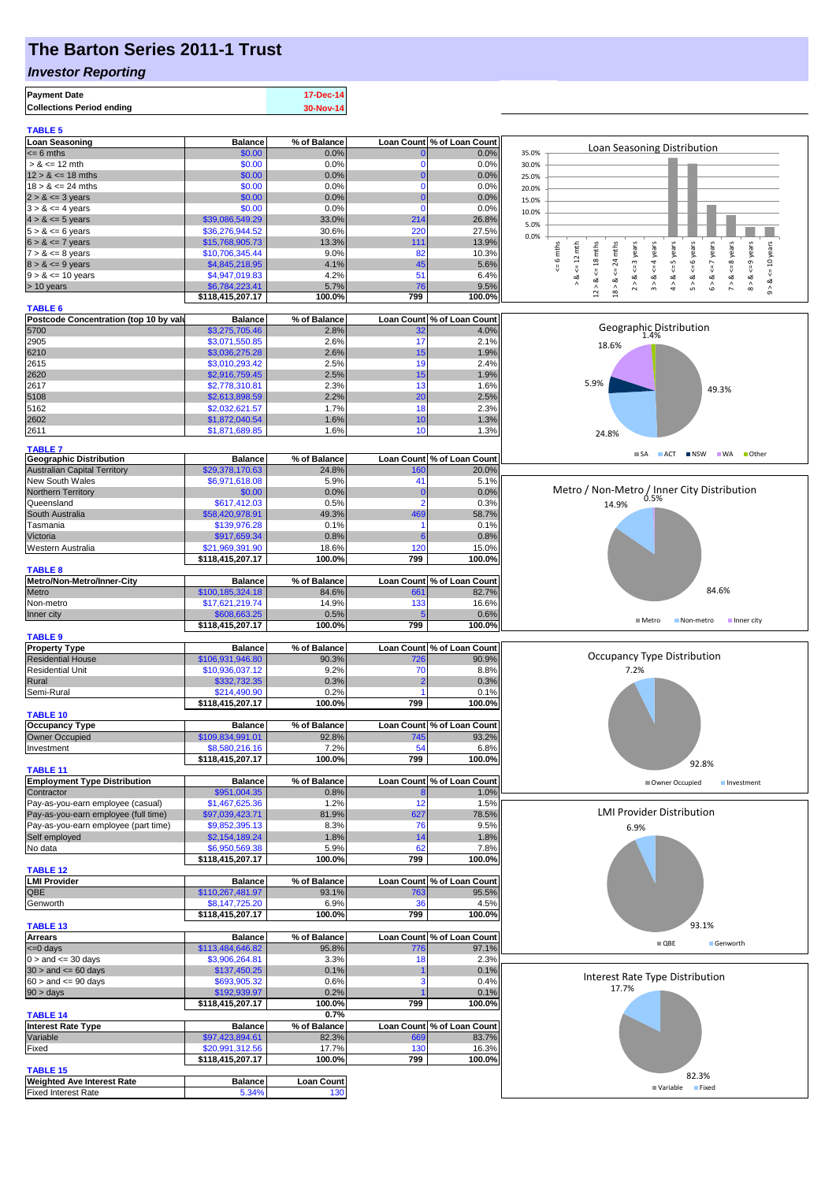# The Barton Series 2011-1 Trust

## *Investor Reporting*

| | |
|---|---|
| **Payment Date** | **17-Dec-14** |
| **Collections Period ending** | **30-Nov-14** |

**TABLE 5**

| Loan Seasoning | Balance | % of Balance | Loan Count | % of Loan Count |
|---|---|---|---|---|
| <= 6 mths | $0.00 | 0.0% | 0 | 0.0% |
| > & <= 12 mth | $0.00 | 0.0% | 0 | 0.0% |
| 12 > & <= 18 mths | $0.00 | 0.0% | 0 | 0.0% |
| 18 > & <= 24 mths | $0.00 | 0.0% | 0 | 0.0% |
| 2 > & <= 3 years | $0.00 | 0.0% | 0 | 0.0% |
| 3 > & <= 4 years | $0.00 | 0.0% | 0 | 0.0% |
| 4 > & <= 5 years | $39,086,549.29 | 33.0% | 214 | 26.8% |
| 5 > & <= 6 years | $36,276,944.52 | 30.6% | 220 | 27.5% |
| 6 > & <= 7 years | $15,768,905.73 | 13.3% | 111 | 13.9% |
| 7 > & <= 8 years | $10,706,345.44 | 9.0% | 82 | 10.3% |
| 8 > & <= 9 years | $4,845,218.95 | 4.1% | 45 | 5.6% |
| 9 > & <= 10 years | $4,947,019.83 | 4.2% | 51 | 6.4% |
| > 10 years | $6,784,223.41 | 5.7% | 76 | 9.5% |
| | **$118,415,207.17** | **100.0%** | **799** | **100.0%** |

Loan Seasoning Distribution

35.0%
30.0%
25.0%
20.0%
15.0%
10.0%
5.0%
0.0%

<= 6 mths, > & <= 12 mth, 12 > & <= 18 mths, 18 > & <= 24 mths, 2 > & <= 3 years, 3 > & <= 4 years, 4 > & <= 5 years, 5 > & <= 6 years, 6 > & <= 7 years, 7 > & <= 8 years, 8 > & <= 9 years, 9 > & <= 10 years

**TABLE 6**

| Postcode Concentration (top 10 by value) | Balance | % of Balance | Loan Count | % of Loan Count |
|---|---|---|---|---|
| 5700 | $3,275,705.46 | 2.8% | 32 | 4.0% |
| 2905 | $3,071,550.85 | 2.6% | 17 | 2.1% |
| 6210 | $3,036,275.28 | 2.6% | 15 | 1.9% |
| 2615 | $3,010,293.42 | 2.5% | 19 | 2.4% |
| 2620 | $2,916,759.45 | 2.5% | 15 | 1.9% |
| 2617 | $2,778,310.81 | 2.3% | 13 | 1.6% |
| 5108 | $2,613,898.59 | 2.2% | 20 | 2.5% |
| 5162 | $2,032,621.57 | 1.7% | 18 | 2.3% |
| 2602 | $1,872,040.54 | 1.6% | 10 | 1.3% |
| 2611 | $1,871,689.85 | 1.6% | 10 | 1.3% |

Geographic Distribution

1.4%
18.6%
5.9%
49.3%
24.8%

SA ACT NSW WA Other

**TABLE 7**

| Geographic Distribution | Balance | % of Balance | Loan Count | % of Loan Count |
|---|---|---|---|---|
| Australian Capital Territory | $29,378,170.63 | 24.8% | 160 | 20.0% |
| New South Wales | $6,971,618.08 | 5.9% | 41 | 5.1% |
| Northern Territory | $0.00 | 0.0% | 0 | 0.0% |
| Queensland | $617,412.03 | 0.5% | 2 | 0.3% |
| South Australia | $58,420,978.91 | 49.3% | 469 | 58.7% |
| Tasmania | $139,976.28 | 0.1% | 1 | 0.1% |
| Victoria | $917,659.34 | 0.8% | 6 | 0.8% |
| Western Australia | $21,969,391.90 | 18.6% | 120 | 15.0% |
| | **$118,415,207.17** | **100.0%** | **799** | **100.0%** |

Metro / Non-Metro / Inner City Distribution

0.5%
14.9%
84.6%

Metro Non-metro Inner city

**TABLE 8**

| Metro/Non-Metro/Inner-City | Balance | % of Balance | Loan Count | % of Loan Count |
|---|---|---|---|---|
| Metro | $100,185,324.18 | 84.6% | 661 | 82.7% |
| Non-metro | $17,621,219.74 | 14.9% | 133 | 16.6% |
| Inner city | $608,663.25 | 0.5% | 5 | 0.6% |
| | **$118,415,207.17** | **100.0%** | **799** | **100.0%** |

**TABLE 9**

| Property Type | Balance | % of Balance | Loan Count | % of Loan Count |
|---|---|---|---|---|
| Residential House | $106,931,946.80 | 90.3% | 726 | 90.9% |
| Residential Unit | $10,936,037.12 | 9.2% | 70 | 8.8% |
| Rural | $332,732.35 | 0.3% | 2 | 0.3% |
| Semi-Rural | $214,490.90 | 0.2% | 1 | 0.1% |
| | **$118,415,207.17** | **100.0%** | **799** | **100.0%** |

Occupancy Type Distribution

7.2%
92.8%

Owner Occupied Investment

**TABLE 10**

| Occupancy Type | Balance | % of Balance | Loan Count | % of Loan Count |
|---|---|---|---|---|
| Owner Occupied | $109,834,991.01 | 92.8% | 745 | 93.2% |
| Investment | $8,580,216.16 | 7.2% | 54 | 6.8% |
| | **$118,415,207.17** | **100.0%** | **799** | **100.0%** |

**TABLE 11**

| Employment Type Distribution | Balance | % of Balance | Loan Count | % of Loan Count |
|---|---|---|---|---|
| Contractor | $951,004.35 | 0.8% | 8 | 1.0% |
| Pay-as-you-earn employee (casual) | $1,467,625.36 | 1.2% | 12 | 1.5% |
| Pay-as-you-earn employee (full time) | $97,039,423.71 | 81.9% | 627 | 78.5% |
| Pay-as-you-earn employee (part time) | $9,852,395.13 | 8.3% | 76 | 9.5% |
| Self employed | $2,154,189.24 | 1.8% | 14 | 1.8% |
| No data | $6,950,569.38 | 5.9% | 62 | 7.8% |
| | **$118,415,207.17** | **100.0%** | **799** | **100.0%** |

LMI Provider Distribution

6.9%
93.1%

QBE Genworth

**TABLE 12**

| LMI Provider | Balance | % of Balance | Loan Count | % of Loan Count |
|---|---|---|---|---|
| QBE | $110,267,481.97 | 93.1% | 763 | 95.5% |
| Genworth | $8,147,725.20 | 6.9% | 36 | 4.5% |
| | **$118,415,207.17** | **100.0%** | **799** | **100.0%** |

**TABLE 13**

| Arrears | Balance | % of Balance | Loan Count | % of Loan Count |
|---|---|---|---|---|
| <=0 days | $113,484,646.82 | 95.8% | 776 | 97.1% |
| 0 > and <= 30 days | $3,906,264.81 | 3.3% | 18 | 2.3% |
| 30 > and <= 60 days | $137,450.25 | 0.1% | 1 | 0.1% |
| 60 > and <= 90 days | $693,905.32 | 0.6% | 3 | 0.4% |
| 90 > days | $192,939.97 | 0.2% | 1 | 0.1% |
| | **$118,415,207.17** | **100.0%** | **799** | **100.0%** |
| | | **0.7%** | | |

Interest Rate Type Distribution

17.7%
82.3%

Variable Fixed

**TABLE 14**

| Interest Rate Type | Balance | % of Balance | Loan Count | % of Loan Count |
|---|---|---|---|---|
| Variable | $97,423,894.61 | 82.3% | 669 | 83.7% |
| Fixed | $20,991,312.56 | 17.7% | 130 | 16.3% |
| | **$118,415,207.17** | **100.0%** | **799** | **100.0%** |

**TABLE 15**

| Weighted Ave Interest Rate | Balance | Loan Count |
|---|---|---|
| Fixed Interest Rate | 5.34% | 130 |